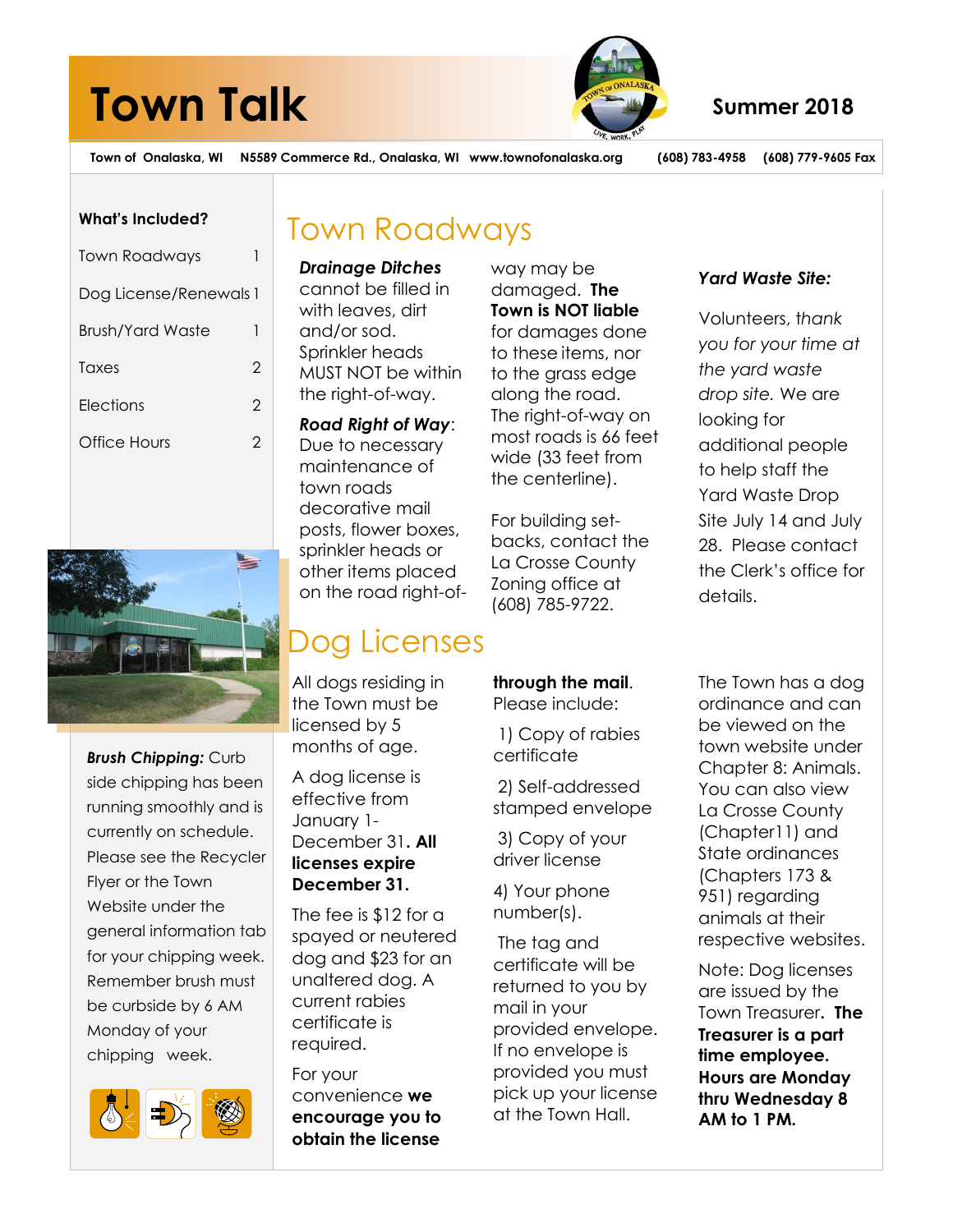# Town Talk

**Summer 2018**

**Town of Onalaska, WI N5589 Commerce Rd., Onalaska, WI www.townofonalaska.org (608) 783-4958 (608) 779-9605 Fax**

**What's Included?**

| | |
|---|---|
| Town Roadways | 1 |
| Dog License/Renewals | 1 |
| Brush/Yard Waste | 1 |
| Taxes | 2 |
| Elections | 2 |
| Office Hours | 2 |

***Brush Chipping:*** Curb side chipping has been running smoothly and is currently on schedule. Please see the Recycler Flyer or the Town Website under the general information tab for your chipping week. Remember brush must be curbside by 6 AM Monday of your chipping week.

## Town Roadways

***Drainage Ditches*** cannot be filled in with leaves, dirt and/or sod. Sprinkler heads MUST NOT be within the right-of-way.

***Road Right of Way***: Due to necessary maintenance of town roads decorative mail posts, flower boxes, sprinkler heads or other items placed on the road right-of-way may be damaged. **The Town is NOT liable** for damages done to these items, nor to the grass edge along the road. The right-of-way on most roads is 66 feet wide (33 feet from the centerline).

For building set-backs, contact the La Crosse County Zoning office at (608) 785-9722.

***Yard Waste Site:***

Volunteers, *thank you for your time at the yard waste drop site.* We are looking for additional people to help staff the Yard Waste Drop Site July 14 and July 28. Please contact the Clerk's office for details.

## Dog Licenses

All dogs residing in the Town must be licensed by 5 months of age.

A dog license is effective from January 1-December 31**. All licenses expire December 31.**

The fee is $12 for a spayed or neutered dog and $23 for an unaltered dog. A current rabies certificate is required.

For your convenience **we encourage you to obtain the license through the mail**. Please include:

1) Copy of rabies certificate

2) Self-addressed stamped envelope

3) Copy of your driver license

4) Your phone number(s).

The tag and certificate will be returned to you by mail in your provided envelope. If no envelope is provided you must pick up your license at the Town Hall.

The Town has a dog ordinance and can be viewed on the town website under Chapter 8: Animals. You can also view La Crosse County (Chapter11) and State ordinances (Chapters 173 & 951) regarding animals at their respective websites.

Note: Dog licenses are issued by the Town Treasurer**. The Treasurer is a part time employee. Hours are Monday thru Wednesday 8 AM to 1 PM.**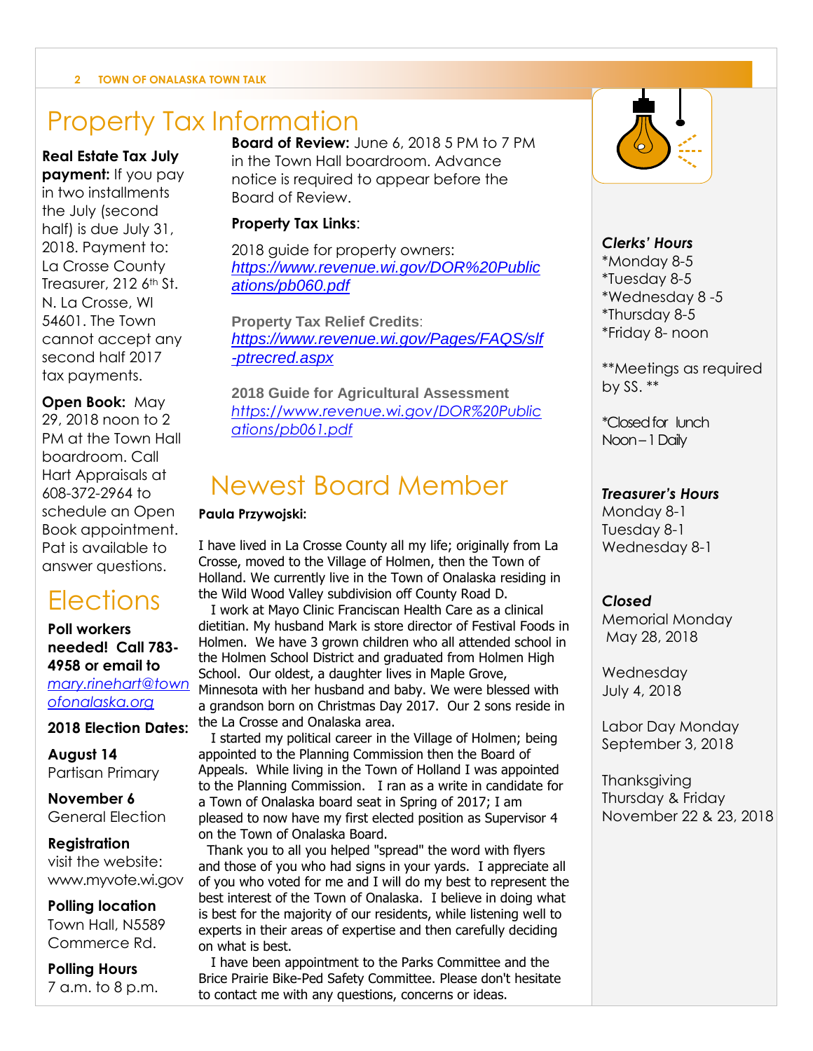# Property Tax Information

**Real Estate Tax July payment:** If you pay in two installments the July (second half) is due July 31, 2018. Payment to: La Crosse County Treasurer, 212 6th St. N. La Crosse, WI 54601. The Town cannot accept any second half 2017 tax payments.

**Open Book:** May 29, 2018 noon to 2 PM at the Town Hall boardroom. Call Hart Appraisals at 608-372-2964 to schedule an Open Book appointment. Pat is available to answer questions.

**Board of Review:** June 6, 2018 5 PM to 7 PM in the Town Hall boardroom. Advance notice is required to appear before the Board of Review.

**Property Tax Links**:

2018 guide for property owners: [https://www.revenue.wi.gov/DOR%20Publications/pb060.pdf](https://www.revenue.wi.gov/DOR%20Publications/pb060.pdf)

**Property Tax Relief Credits**: [https://www.revenue.wi.gov/Pages/FAQS/slf-ptrecred.aspx](https://www.revenue.wi.gov/Pages/FAQS/slf-ptrecred.aspx)

**2018 Guide for Agricultural Assessment** [https://www.revenue.wi.gov/DOR%20Publications/pb061.pdf](https://www.revenue.wi.gov/DOR%20Publications/pb061.pdf)

# Elections

**Poll workers needed! Call 783-4958 or email to** [mary.rinehart@townofonalaska.org](mailto:mary.rinehart@townofonalaska.org)

**2018 Election Dates:**

**August 14**
Partisan Primary

**November 6**
General Election

**Registration**
visit the website: www.myvote.wi.gov

**Polling location**
Town Hall, N5589 Commerce Rd.

**Polling Hours**
7 a.m. to 8 p.m.

# Newest Board Member

**Paula Przywojski:**

I have lived in La Crosse County all my life; originally from La Crosse, moved to the Village of Holmen, then the Town of Holland. We currently live in the Town of Onalaska residing in the Wild Wood Valley subdivision off County Road D.

I work at Mayo Clinic Franciscan Health Care as a clinical dietitian. My husband Mark is store director of Festival Foods in Holmen. We have 3 grown children who all attended school in the Holmen School District and graduated from Holmen High School. Our oldest, a daughter lives in Maple Grove, Minnesota with her husband and baby. We were blessed with a grandson born on Christmas Day 2017. Our 2 sons reside in the La Crosse and Onalaska area.

I started my political career in the Village of Holmen; being appointed to the Planning Commission then the Board of Appeals. While living in the Town of Holland I was appointed to the Planning Commission. I ran as a write in candidate for a Town of Onalaska board seat in Spring of 2017; I am pleased to now have my first elected position as Supervisor 4 on the Town of Onalaska Board.

Thank you to all you helped "spread" the word with flyers and those of you who had signs in your yards. I appreciate all of you who voted for me and I will do my best to represent the best interest of the Town of Onalaska. I believe in doing what is best for the majority of our residents, while listening well to experts in their areas of expertise and then carefully deciding on what is best.

I have been appointment to the Parks Committee and the Brice Prairie Bike-Ped Safety Committee. Please don't hesitate to contact me with any questions, concerns or ideas.

***Clerks' Hours***
*Monday 8-5
*Tuesday 8-5
*Wednesday 8 -5
*Thursday 8-5
*Friday 8- noon

**Meetings as required by SS. **

*Closed for lunch Noon – 1 Daily

***Treasurer's Hours***
Monday 8-1
Tuesday 8-1
Wednesday 8-1

***Closed***
Memorial Monday May 28, 2018

Wednesday July 4, 2018

Labor Day Monday September 3, 2018

Thanksgiving Thursday & Friday November 22 & 23, 2018